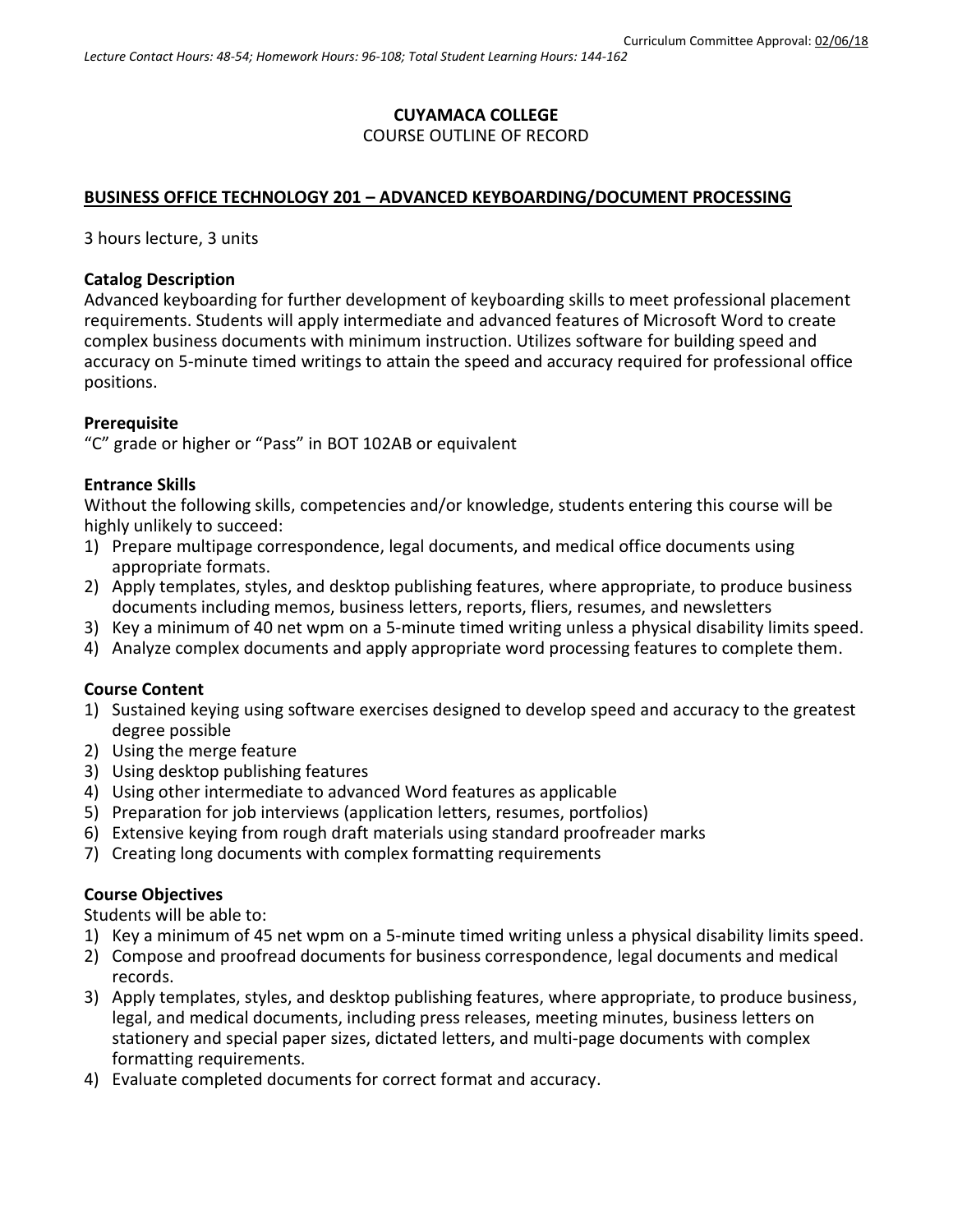Curriculum Committee Approval: 02/06/18

*Lecture Contact Hours: 48-54; Homework Hours: 96-108; Total Student Learning Hours: 144-162*

**CUYAMACA COLLEGE**

COURSE OUTLINE OF RECORD

## BUSINESS OFFICE TECHNOLOGY 201 – ADVANCED KEYBOARDING/DOCUMENT PROCESSING

3 hours lecture, 3 units

### Catalog Description

Advanced keyboarding for further development of keyboarding skills to meet professional placement requirements. Students will apply intermediate and advanced features of Microsoft Word to create complex business documents with minimum instruction. Utilizes software for building speed and accuracy on 5-minute timed writings to attain the speed and accuracy required for professional office positions.

### Prerequisite

"C" grade or higher or "Pass" in BOT 102AB or equivalent

### Entrance Skills

Without the following skills, competencies and/or knowledge, students entering this course will be highly unlikely to succeed:

1) Prepare multipage correspondence, legal documents, and medical office documents using appropriate formats.
2) Apply templates, styles, and desktop publishing features, where appropriate, to produce business documents including memos, business letters, reports, fliers, resumes, and newsletters
3) Key a minimum of 40 net wpm on a 5-minute timed writing unless a physical disability limits speed.
4) Analyze complex documents and apply appropriate word processing features to complete them.

### Course Content

1) Sustained keying using software exercises designed to develop speed and accuracy to the greatest degree possible
2) Using the merge feature
3) Using desktop publishing features
4) Using other intermediate to advanced Word features as applicable
5) Preparation for job interviews (application letters, resumes, portfolios)
6) Extensive keying from rough draft materials using standard proofreader marks
7) Creating long documents with complex formatting requirements

### Course Objectives

Students will be able to:

1) Key a minimum of 45 net wpm on a 5-minute timed writing unless a physical disability limits speed.
2) Compose and proofread documents for business correspondence, legal documents and medical records.
3) Apply templates, styles, and desktop publishing features, where appropriate, to produce business, legal, and medical documents, including press releases, meeting minutes, business letters on stationery and special paper sizes, dictated letters, and multi-page documents with complex formatting requirements.
4) Evaluate completed documents for correct format and accuracy.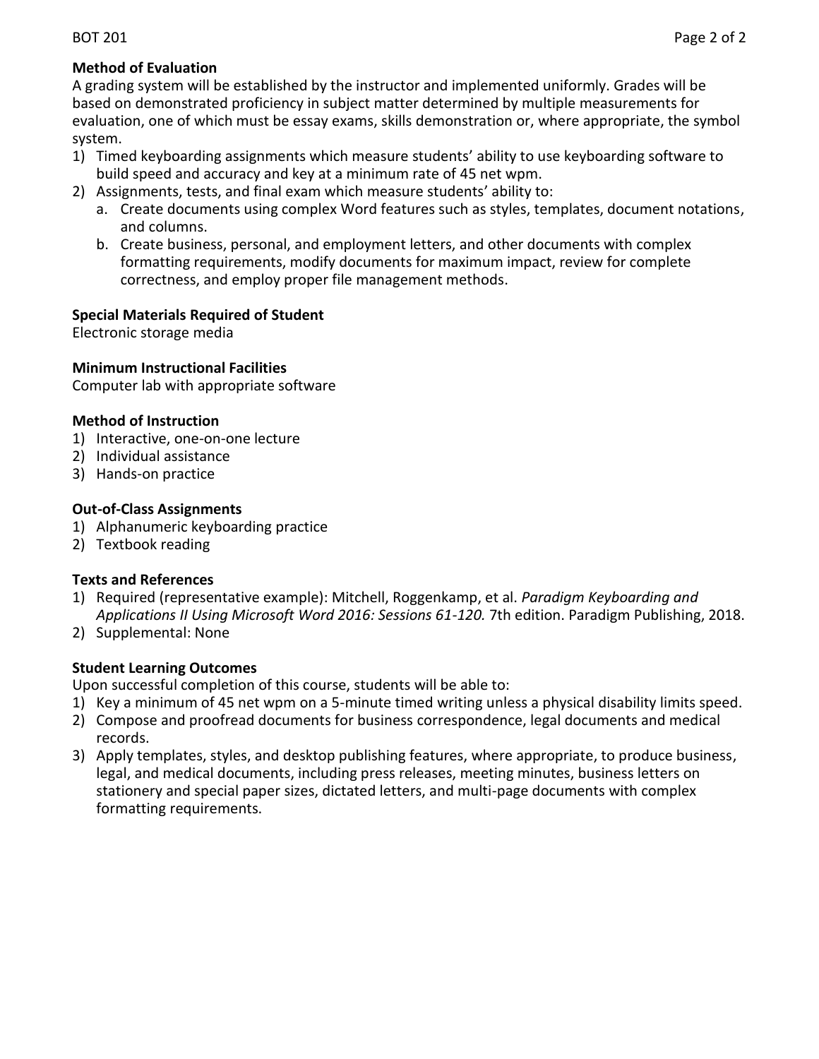**Method of Evaluation**

A grading system will be established by the instructor and implemented uniformly. Grades will be based on demonstrated proficiency in subject matter determined by multiple measurements for evaluation, one of which must be essay exams, skills demonstration or, where appropriate, the symbol system.

1) Timed keyboarding assignments which measure students' ability to use keyboarding software to build speed and accuracy and key at a minimum rate of 45 net wpm.
2) Assignments, tests, and final exam which measure students' ability to:
   a. Create documents using complex Word features such as styles, templates, document notations, and columns.
   b. Create business, personal, and employment letters, and other documents with complex formatting requirements, modify documents for maximum impact, review for complete correctness, and employ proper file management methods.

**Special Materials Required of Student**

Electronic storage media

**Minimum Instructional Facilities**

Computer lab with appropriate software

**Method of Instruction**

1) Interactive, one-on-one lecture
2) Individual assistance
3) Hands-on practice

**Out-of-Class Assignments**

1) Alphanumeric keyboarding practice
2) Textbook reading

**Texts and References**

1) Required (representative example): Mitchell, Roggenkamp, et al. *Paradigm Keyboarding and Applications II Using Microsoft Word 2016: Sessions 61-120.* 7th edition. Paradigm Publishing, 2018.
2) Supplemental: None

**Student Learning Outcomes**

Upon successful completion of this course, students will be able to:

1) Key a minimum of 45 net wpm on a 5-minute timed writing unless a physical disability limits speed.
2) Compose and proofread documents for business correspondence, legal documents and medical records.
3) Apply templates, styles, and desktop publishing features, where appropriate, to produce business, legal, and medical documents, including press releases, meeting minutes, business letters on stationery and special paper sizes, dictated letters, and multi-page documents with complex formatting requirements.